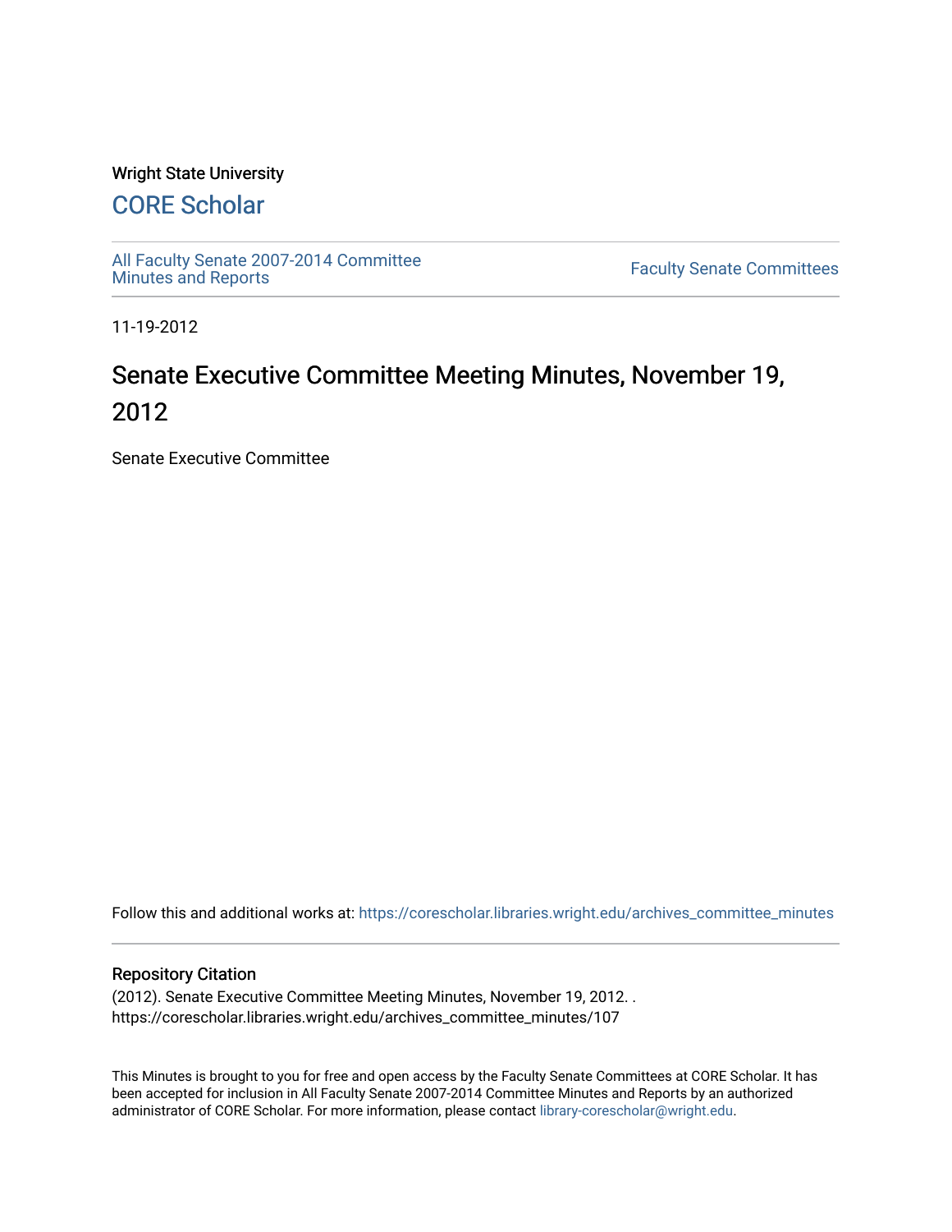Wright State University

## CORE Scholar

All Faculty Senate 2007-2014 Committee Minutes and Reports

Faculty Senate Committees

11-19-2012

# Senate Executive Committee Meeting Minutes, November 19, 2012

Senate Executive Committee

Follow this and additional works at: https://corescholar.libraries.wright.edu/archives_committee_minutes

### Repository Citation

(2012). Senate Executive Committee Meeting Minutes, November 19, 2012. . https://corescholar.libraries.wright.edu/archives_committee_minutes/107

This Minutes is brought to you for free and open access by the Faculty Senate Committees at CORE Scholar. It has been accepted for inclusion in All Faculty Senate 2007-2014 Committee Minutes and Reports by an authorized administrator of CORE Scholar. For more information, please contact library-corescholar@wright.edu.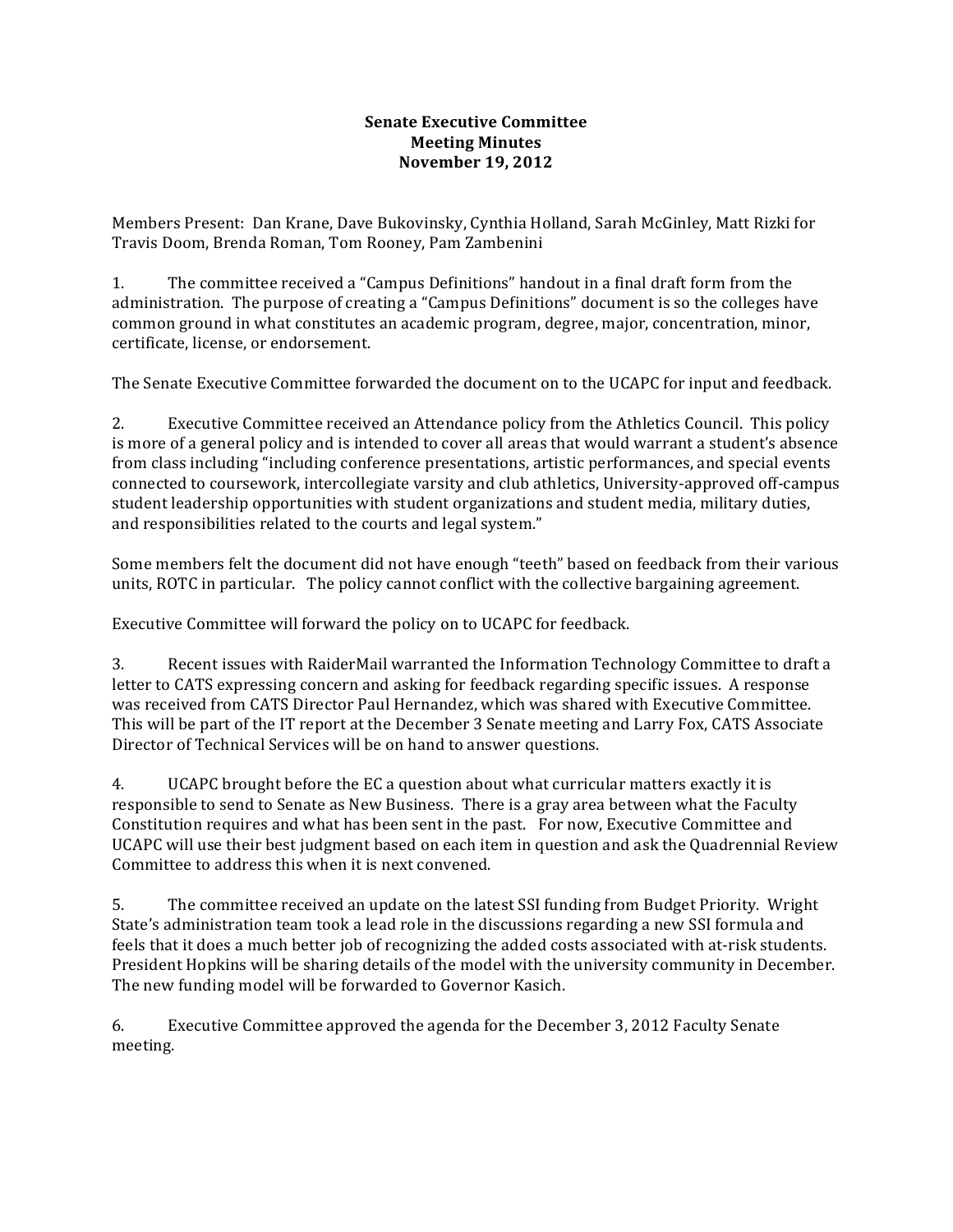**Senate Executive Committee**
**Meeting Minutes**
**November 19, 2012**

Members Present: Dan Krane, Dave Bukovinsky, Cynthia Holland, Sarah McGinley, Matt Rizki for Travis Doom, Brenda Roman, Tom Rooney, Pam Zambenini

1. The committee received a "Campus Definitions" handout in a final draft form from the administration. The purpose of creating a "Campus Definitions" document is so the colleges have common ground in what constitutes an academic program, degree, major, concentration, minor, certificate, license, or endorsement.

The Senate Executive Committee forwarded the document on to the UCAPC for input and feedback.

2. Executive Committee received an Attendance policy from the Athletics Council. This policy is more of a general policy and is intended to cover all areas that would warrant a student's absence from class including "including conference presentations, artistic performances, and special events connected to coursework, intercollegiate varsity and club athletics, University-approved off-campus student leadership opportunities with student organizations and student media, military duties, and responsibilities related to the courts and legal system."

Some members felt the document did not have enough "teeth" based on feedback from their various units, ROTC in particular. The policy cannot conflict with the collective bargaining agreement.

Executive Committee will forward the policy on to UCAPC for feedback.

3. Recent issues with RaiderMail warranted the Information Technology Committee to draft a letter to CATS expressing concern and asking for feedback regarding specific issues. A response was received from CATS Director Paul Hernandez, which was shared with Executive Committee. This will be part of the IT report at the December 3 Senate meeting and Larry Fox, CATS Associate Director of Technical Services will be on hand to answer questions.

4. UCAPC brought before the EC a question about what curricular matters exactly it is responsible to send to Senate as New Business. There is a gray area between what the Faculty Constitution requires and what has been sent in the past. For now, Executive Committee and UCAPC will use their best judgment based on each item in question and ask the Quadrennial Review Committee to address this when it is next convened.

5. The committee received an update on the latest SSI funding from Budget Priority. Wright State's administration team took a lead role in the discussions regarding a new SSI formula and feels that it does a much better job of recognizing the added costs associated with at-risk students. President Hopkins will be sharing details of the model with the university community in December. The new funding model will be forwarded to Governor Kasich.

6. Executive Committee approved the agenda for the December 3, 2012 Faculty Senate meeting.